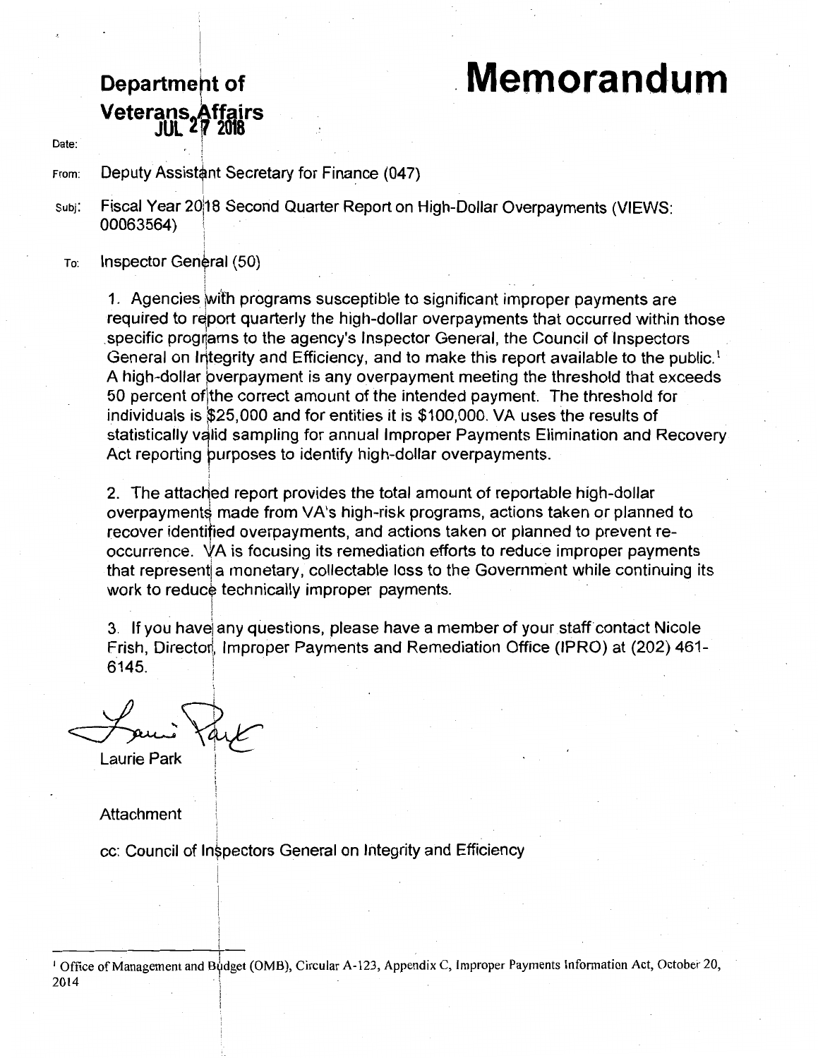**Department of Veterans Affairs**

# Memorandum

Date: JUL 27 2018

From: Deputy Assistant Secretary for Finance (047)

Subj: Fiscal Year 2018 Second Quarter Report on High-Dollar Overpayments (VIEWS: 00063564)

To: Inspector General (50)

1. Agencies with programs susceptible to significant improper payments are required to report quarterly the high-dollar overpayments that occurred within those specific programs to the agency's Inspector General, the Council of Inspectors General on Integrity and Efficiency, and to make this report available to the public.[1] A high-dollar overpayment is any overpayment meeting the threshold that exceeds 50 percent of the correct amount of the intended payment. The threshold for individuals is $25,000 and for entities it is $100,000. VA uses the results of statistically valid sampling for annual Improper Payments Elimination and Recovery Act reporting purposes to identify high-dollar overpayments.

2. The attached report provides the total amount of reportable high-dollar overpayments made from VA's high-risk programs, actions taken or planned to recover identified overpayments, and actions taken or planned to prevent re-occurrence. VA is focusing its remediation efforts to reduce improper payments that represent a monetary, collectable loss to the Government while continuing its work to reduce technically improper payments.

3. If you have any questions, please have a member of your staff contact Nicole Frish, Director, Improper Payments and Remediation Office (IPRO) at (202) 461-6145.

Laurie Park

Attachment

cc: Council of Inspectors General on Integrity and Efficiency

---

[1] Office of Management and Budget (OMB), Circular A-123, Appendix C, Improper Payments Information Act, October 20, 2014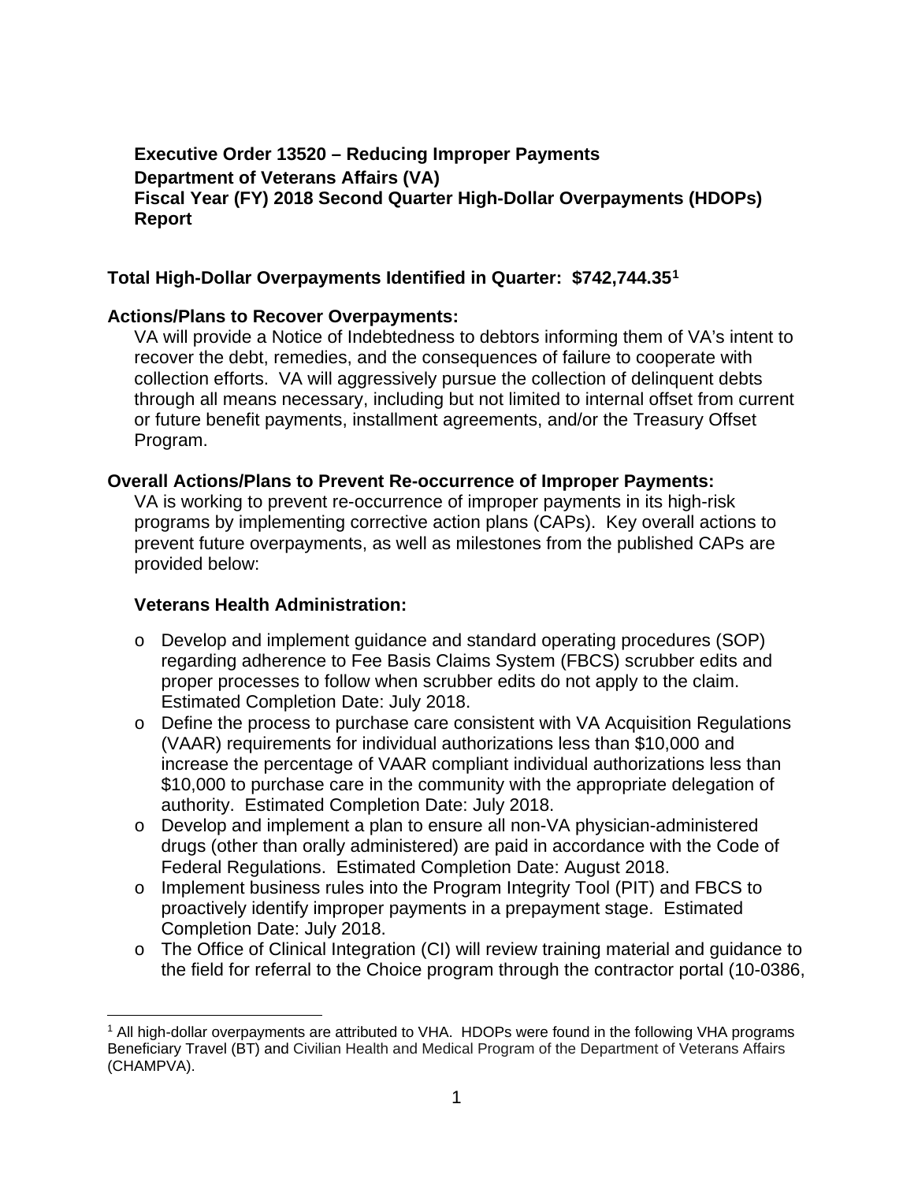**Executive Order 13520 – Reducing Improper Payments**
**Department of Veterans Affairs (VA)**
**Fiscal Year (FY) 2018 Second Quarter High-Dollar Overpayments (HDOPs) Report**

**Total High-Dollar Overpayments Identified in Quarter: $742,744.35[1]**

**Actions/Plans to Recover Overpayments:**

VA will provide a Notice of Indebtedness to debtors informing them of VA's intent to recover the debt, remedies, and the consequences of failure to cooperate with collection efforts. VA will aggressively pursue the collection of delinquent debts through all means necessary, including but not limited to internal offset from current or future benefit payments, installment agreements, and/or the Treasury Offset Program.

**Overall Actions/Plans to Prevent Re-occurrence of Improper Payments:**

VA is working to prevent re-occurrence of improper payments in its high-risk programs by implementing corrective action plans (CAPs). Key overall actions to prevent future overpayments, as well as milestones from the published CAPs are provided below:

**Veterans Health Administration:**

- Develop and implement guidance and standard operating procedures (SOP) regarding adherence to Fee Basis Claims System (FBCS) scrubber edits and proper processes to follow when scrubber edits do not apply to the claim. Estimated Completion Date: July 2018.
- Define the process to purchase care consistent with VA Acquisition Regulations (VAAR) requirements for individual authorizations less than $10,000 and increase the percentage of VAAR compliant individual authorizations less than $10,000 to purchase care in the community with the appropriate delegation of authority. Estimated Completion Date: July 2018.
- Develop and implement a plan to ensure all non-VA physician-administered drugs (other than orally administered) are paid in accordance with the Code of Federal Regulations. Estimated Completion Date: August 2018.
- Implement business rules into the Program Integrity Tool (PIT) and FBCS to proactively identify improper payments in a prepayment stage. Estimated Completion Date: July 2018.
- The Office of Clinical Integration (CI) will review training material and guidance to the field for referral to the Choice program through the contractor portal (10-0386,

[1] All high-dollar overpayments are attributed to VHA. HDOPs were found in the following VHA programs Beneficiary Travel (BT) and Civilian Health and Medical Program of the Department of Veterans Affairs (CHAMPVA).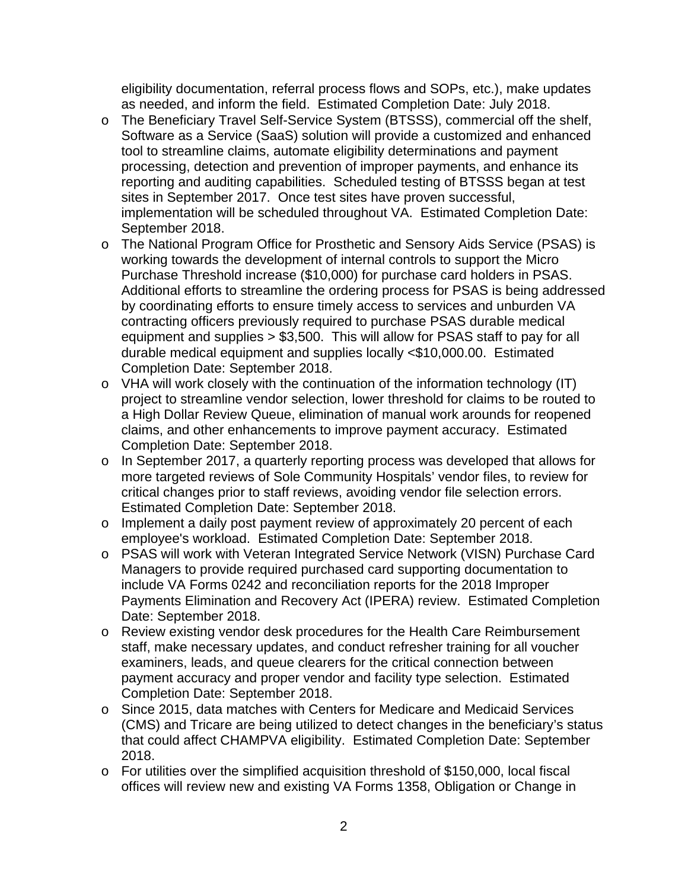eligibility documentation, referral process flows and SOPs, etc.), make updates as needed, and inform the field. Estimated Completion Date: July 2018.

- The Beneficiary Travel Self-Service System (BTSSS), commercial off the shelf, Software as a Service (SaaS) solution will provide a customized and enhanced tool to streamline claims, automate eligibility determinations and payment processing, detection and prevention of improper payments, and enhance its reporting and auditing capabilities. Scheduled testing of BTSSS began at test sites in September 2017. Once test sites have proven successful, implementation will be scheduled throughout VA. Estimated Completion Date: September 2018.
- The National Program Office for Prosthetic and Sensory Aids Service (PSAS) is working towards the development of internal controls to support the Micro Purchase Threshold increase ($10,000) for purchase card holders in PSAS. Additional efforts to streamline the ordering process for PSAS is being addressed by coordinating efforts to ensure timely access to services and unburden VA contracting officers previously required to purchase PSAS durable medical equipment and supplies > $3,500. This will allow for PSAS staff to pay for all durable medical equipment and supplies locally <$10,000.00. Estimated Completion Date: September 2018.
- VHA will work closely with the continuation of the information technology (IT) project to streamline vendor selection, lower threshold for claims to be routed to a High Dollar Review Queue, elimination of manual work arounds for reopened claims, and other enhancements to improve payment accuracy. Estimated Completion Date: September 2018.
- In September 2017, a quarterly reporting process was developed that allows for more targeted reviews of Sole Community Hospitals' vendor files, to review for critical changes prior to staff reviews, avoiding vendor file selection errors. Estimated Completion Date: September 2018.
- Implement a daily post payment review of approximately 20 percent of each employee's workload. Estimated Completion Date: September 2018.
- PSAS will work with Veteran Integrated Service Network (VISN) Purchase Card Managers to provide required purchased card supporting documentation to include VA Forms 0242 and reconciliation reports for the 2018 Improper Payments Elimination and Recovery Act (IPERA) review. Estimated Completion Date: September 2018.
- Review existing vendor desk procedures for the Health Care Reimbursement staff, make necessary updates, and conduct refresher training for all voucher examiners, leads, and queue clearers for the critical connection between payment accuracy and proper vendor and facility type selection. Estimated Completion Date: September 2018.
- Since 2015, data matches with Centers for Medicare and Medicaid Services (CMS) and Tricare are being utilized to detect changes in the beneficiary's status that could affect CHAMPVA eligibility. Estimated Completion Date: September 2018.
- For utilities over the simplified acquisition threshold of $150,000, local fiscal offices will review new and existing VA Forms 1358, Obligation or Change in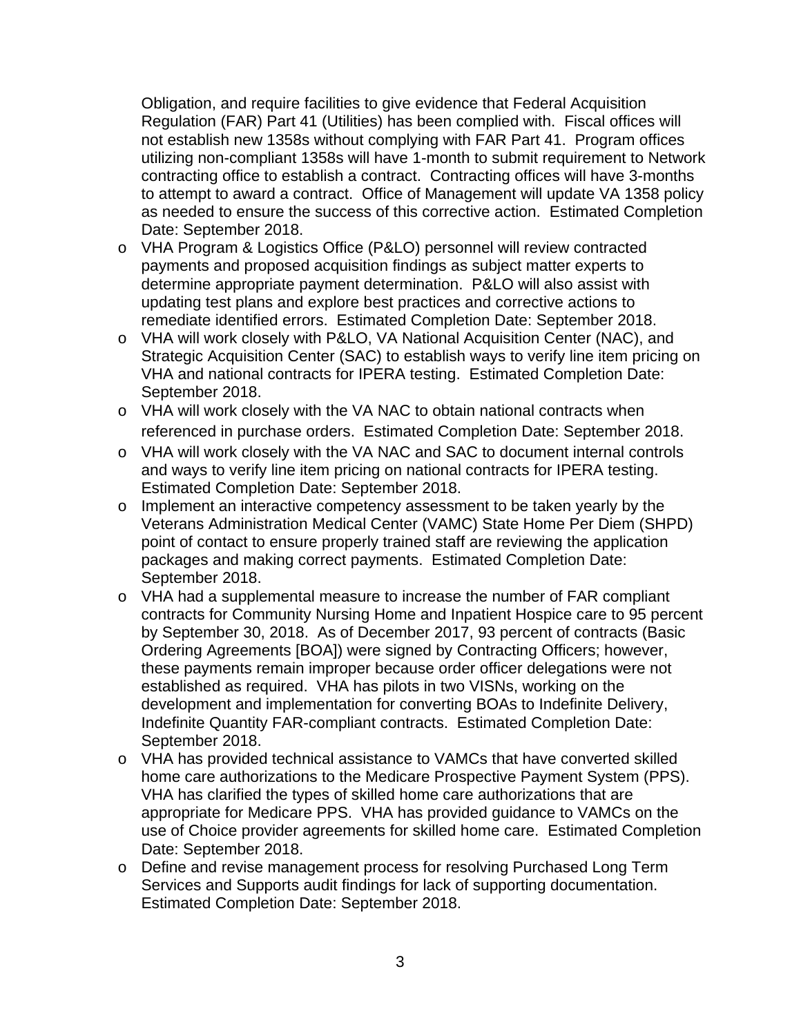Obligation, and require facilities to give evidence that Federal Acquisition Regulation (FAR) Part 41 (Utilities) has been complied with. Fiscal offices will not establish new 1358s without complying with FAR Part 41. Program offices utilizing non-compliant 1358s will have 1-month to submit requirement to Network contracting office to establish a contract. Contracting offices will have 3-months to attempt to award a contract. Office of Management will update VA 1358 policy as needed to ensure the success of this corrective action. Estimated Completion Date: September 2018.

- VHA Program & Logistics Office (P&LO) personnel will review contracted payments and proposed acquisition findings as subject matter experts to determine appropriate payment determination. P&LO will also assist with updating test plans and explore best practices and corrective actions to remediate identified errors. Estimated Completion Date: September 2018.
- VHA will work closely with P&LO, VA National Acquisition Center (NAC), and Strategic Acquisition Center (SAC) to establish ways to verify line item pricing on VHA and national contracts for IPERA testing. Estimated Completion Date: September 2018.
- VHA will work closely with the VA NAC to obtain national contracts when referenced in purchase orders. Estimated Completion Date: September 2018.
- VHA will work closely with the VA NAC and SAC to document internal controls and ways to verify line item pricing on national contracts for IPERA testing. Estimated Completion Date: September 2018.
- Implement an interactive competency assessment to be taken yearly by the Veterans Administration Medical Center (VAMC) State Home Per Diem (SHPD) point of contact to ensure properly trained staff are reviewing the application packages and making correct payments. Estimated Completion Date: September 2018.
- VHA had a supplemental measure to increase the number of FAR compliant contracts for Community Nursing Home and Inpatient Hospice care to 95 percent by September 30, 2018. As of December 2017, 93 percent of contracts (Basic Ordering Agreements [BOA]) were signed by Contracting Officers; however, these payments remain improper because order officer delegations were not established as required. VHA has pilots in two VISNs, working on the development and implementation for converting BOAs to Indefinite Delivery, Indefinite Quantity FAR-compliant contracts. Estimated Completion Date: September 2018.
- VHA has provided technical assistance to VAMCs that have converted skilled home care authorizations to the Medicare Prospective Payment System (PPS). VHA has clarified the types of skilled home care authorizations that are appropriate for Medicare PPS. VHA has provided guidance to VAMCs on the use of Choice provider agreements for skilled home care. Estimated Completion Date: September 2018.
- Define and revise management process for resolving Purchased Long Term Services and Supports audit findings for lack of supporting documentation. Estimated Completion Date: September 2018.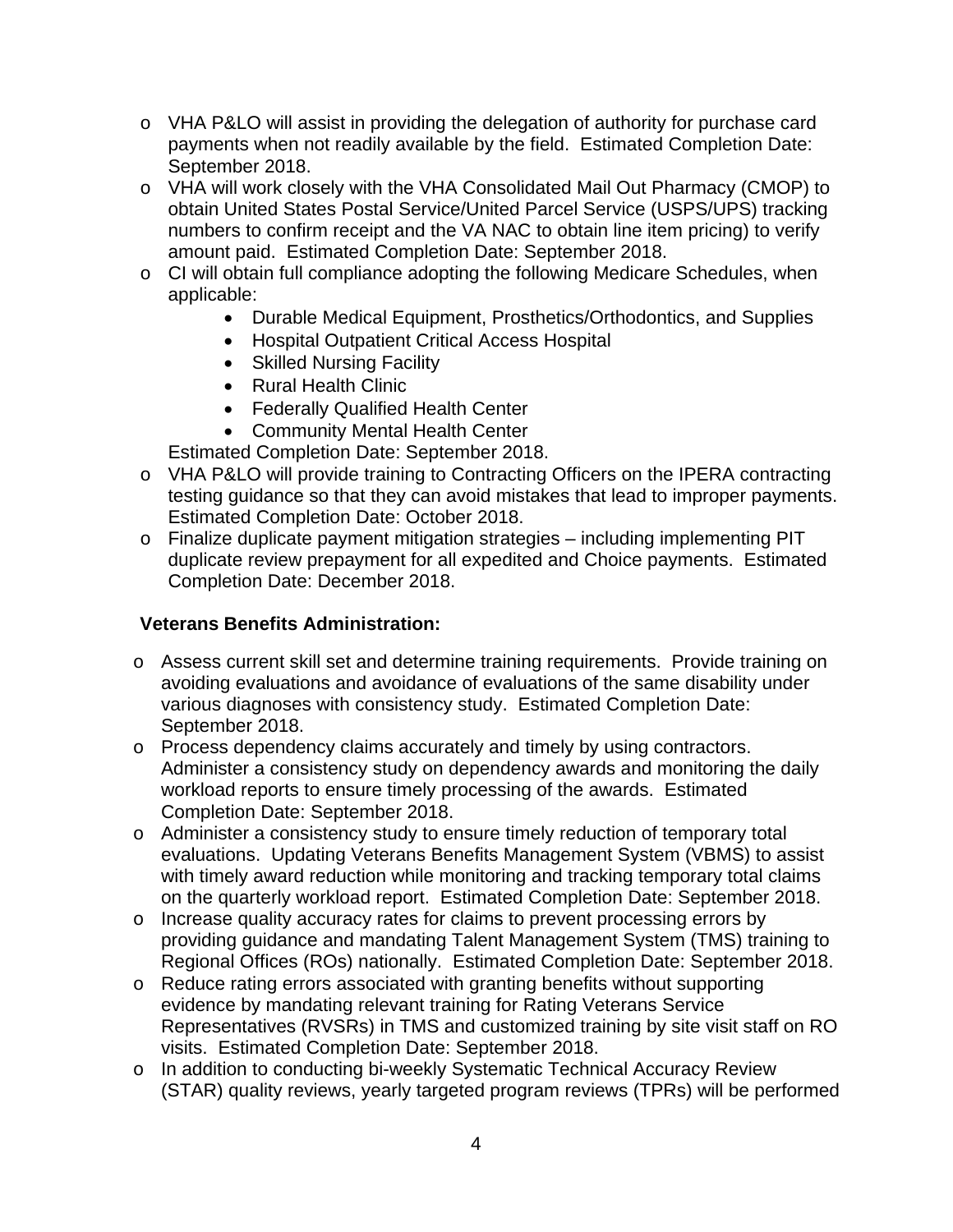- VHA P&LO will assist in providing the delegation of authority for purchase card payments when not readily available by the field. Estimated Completion Date: September 2018.
- VHA will work closely with the VHA Consolidated Mail Out Pharmacy (CMOP) to obtain United States Postal Service/United Parcel Service (USPS/UPS) tracking numbers to confirm receipt and the VA NAC to obtain line item pricing) to verify amount paid. Estimated Completion Date: September 2018.
- CI will obtain full compliance adopting the following Medicare Schedules, when applicable:
    - Durable Medical Equipment, Prosthetics/Orthodontics, and Supplies
    - Hospital Outpatient Critical Access Hospital
    - Skilled Nursing Facility
    - Rural Health Clinic
    - Federally Qualified Health Center
    - Community Mental Health Center

  Estimated Completion Date: September 2018.
- VHA P&LO will provide training to Contracting Officers on the IPERA contracting testing guidance so that they can avoid mistakes that lead to improper payments. Estimated Completion Date: October 2018.
- Finalize duplicate payment mitigation strategies – including implementing PIT duplicate review prepayment for all expedited and Choice payments. Estimated Completion Date: December 2018.

**Veterans Benefits Administration:**

- Assess current skill set and determine training requirements. Provide training on avoiding evaluations and avoidance of evaluations of the same disability under various diagnoses with consistency study. Estimated Completion Date: September 2018.
- Process dependency claims accurately and timely by using contractors. Administer a consistency study on dependency awards and monitoring the daily workload reports to ensure timely processing of the awards. Estimated Completion Date: September 2018.
- Administer a consistency study to ensure timely reduction of temporary total evaluations. Updating Veterans Benefits Management System (VBMS) to assist with timely award reduction while monitoring and tracking temporary total claims on the quarterly workload report. Estimated Completion Date: September 2018.
- Increase quality accuracy rates for claims to prevent processing errors by providing guidance and mandating Talent Management System (TMS) training to Regional Offices (ROs) nationally. Estimated Completion Date: September 2018.
- Reduce rating errors associated with granting benefits without supporting evidence by mandating relevant training for Rating Veterans Service Representatives (RVSRs) in TMS and customized training by site visit staff on RO visits. Estimated Completion Date: September 2018.
- In addition to conducting bi-weekly Systematic Technical Accuracy Review (STAR) quality reviews, yearly targeted program reviews (TPRs) will be performed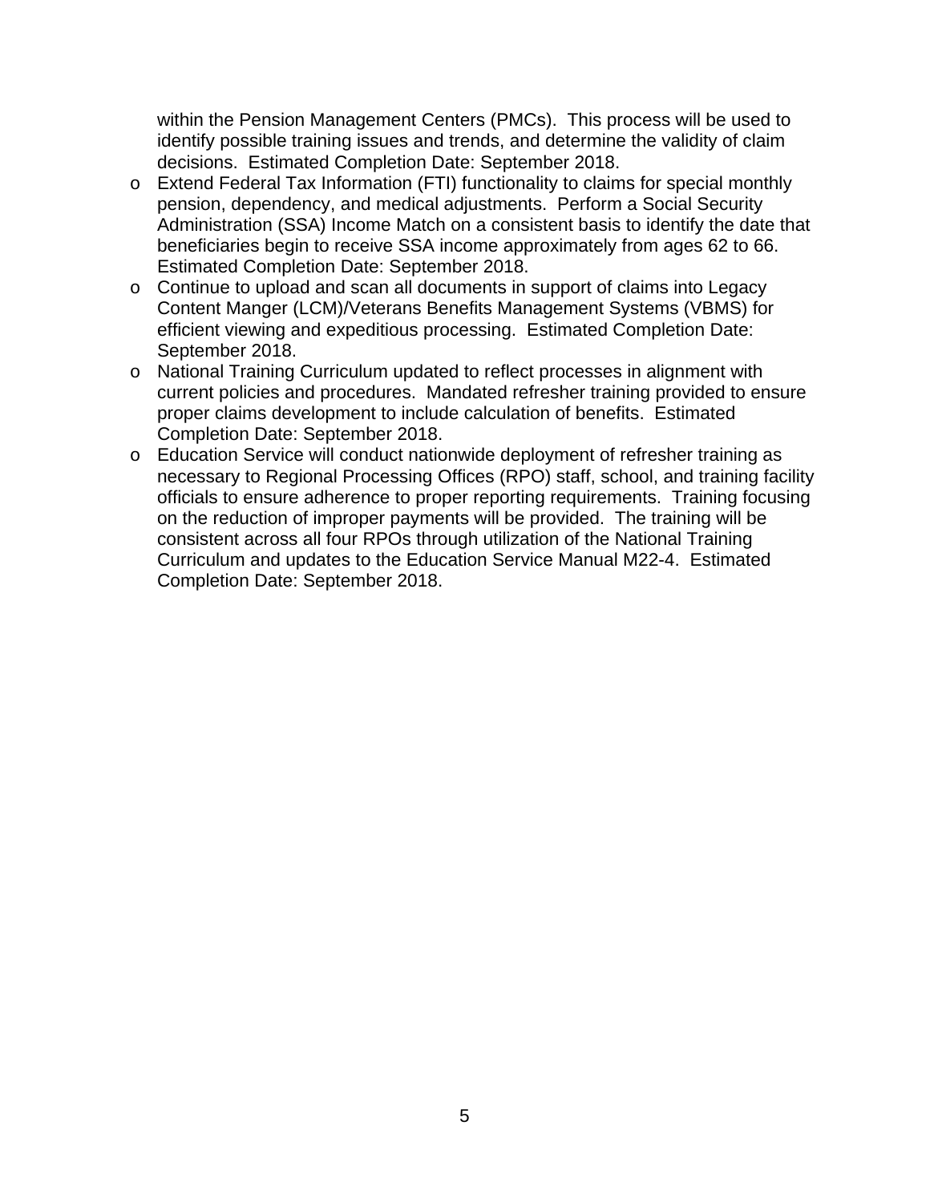within the Pension Management Centers (PMCs). This process will be used to identify possible training issues and trends, and determine the validity of claim decisions. Estimated Completion Date: September 2018.

- Extend Federal Tax Information (FTI) functionality to claims for special monthly pension, dependency, and medical adjustments. Perform a Social Security Administration (SSA) Income Match on a consistent basis to identify the date that beneficiaries begin to receive SSA income approximately from ages 62 to 66. Estimated Completion Date: September 2018.
- Continue to upload and scan all documents in support of claims into Legacy Content Manger (LCM)/Veterans Benefits Management Systems (VBMS) for efficient viewing and expeditious processing. Estimated Completion Date: September 2018.
- National Training Curriculum updated to reflect processes in alignment with current policies and procedures. Mandated refresher training provided to ensure proper claims development to include calculation of benefits. Estimated Completion Date: September 2018.
- Education Service will conduct nationwide deployment of refresher training as necessary to Regional Processing Offices (RPO) staff, school, and training facility officials to ensure adherence to proper reporting requirements. Training focusing on the reduction of improper payments will be provided. The training will be consistent across all four RPOs through utilization of the National Training Curriculum and updates to the Education Service Manual M22-4. Estimated Completion Date: September 2018.